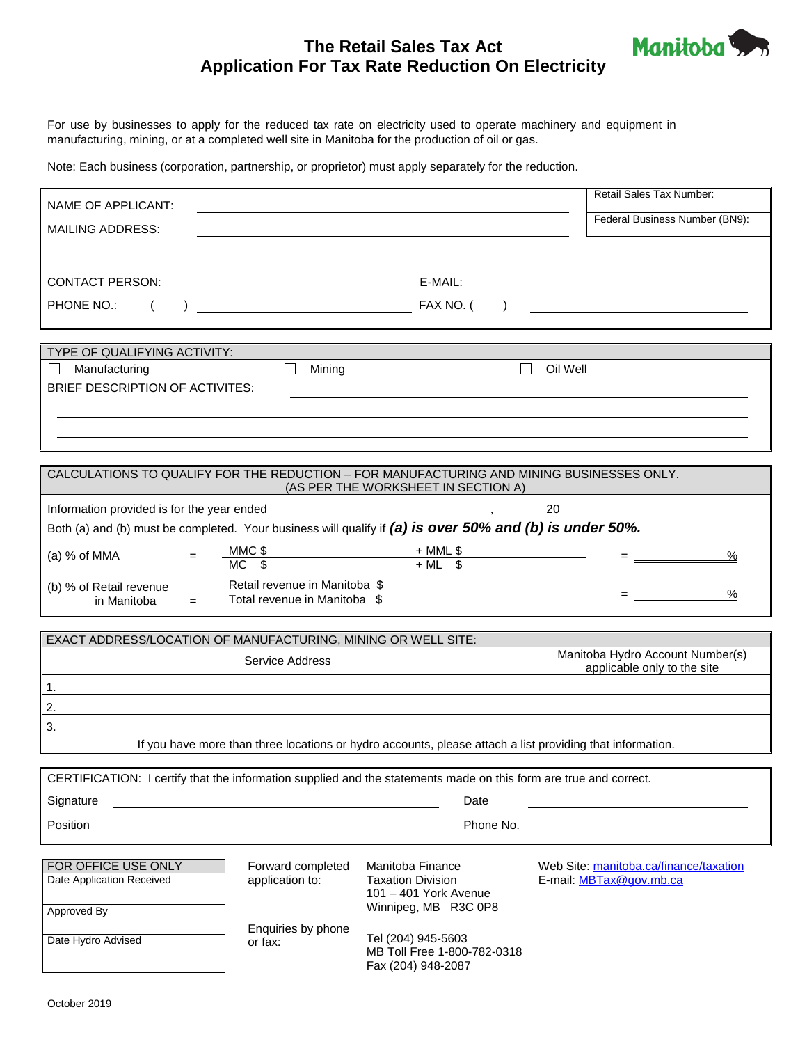# The Retail Sales Tax Act
# Application For Tax Rate Reduction On Electricity

Manitoba

For use by businesses to apply for the reduced tax rate on electricity used to operate machinery and equipment in manufacturing, mining, or at a completed well site in Manitoba for the production of oil or gas.

Note: Each business (corporation, partnership, or proprietor) must apply separately for the reduction.

| | |
|---|---|
| NAME OF APPLICANT: | Retail Sales Tax Number: |
| MAILING ADDRESS: | Federal Business Number (BN9): |
| CONTACT PERSON: | E-MAIL: |
| PHONE NO.: ( ) | FAX NO. ( ) |

**TYPE OF QUALIFYING ACTIVITY:**

☐ Manufacturing ☐ Mining ☐ Oil Well

BRIEF DESCRIPTION OF ACTIVITES: ____________________

**CALCULATIONS TO QUALIFY FOR THE REDUCTION – FOR MANUFACTURING AND MINING BUSINESSES ONLY. (AS PER THE WORKSHEET IN SECTION A)**

Information provided is for the year ended ____________, 20 ______

Both (a) and (b) must be completed. Your business will qualify if ***(a) is over 50% and (b) is under 50%.***

(a) % of MMA = (MMC $ ______ + MML $ ______) / (MC $ ______ + ML $ ______) = ______ %

(b) % of Retail revenue in Manitoba = Retail revenue in Manitoba $ ______ / Total revenue in Manitoba $ ______ = ______ %

**EXACT ADDRESS/LOCATION OF MANUFACTURING, MINING OR WELL SITE:**

| Service Address | Manitoba Hydro Account Number(s) applicable only to the site |
|---|---|
| 1. | |
| 2. | |
| 3. | |

If you have more than three locations or hydro accounts, please attach a list providing that information.

**CERTIFICATION:** I certify that the information supplied and the statements made on this form are true and correct.

Signature ____________________ Date ____________________

Position ____________________ Phone No. ____________________

| FOR OFFICE USE ONLY |
|---|
| Date Application Received |
| Approved By |
| Date Hydro Advised |

Forward completed application to:
Manitoba Finance
Taxation Division
101 – 401 York Avenue
Winnipeg, MB R3C 0P8

Web Site: manitoba.ca/finance/taxation
E-mail: MBTax@gov.mb.ca

Enquiries by phone or fax:
Tel (204) 945-5603
MB Toll Free 1-800-782-0318
Fax (204) 948-2087

October 2019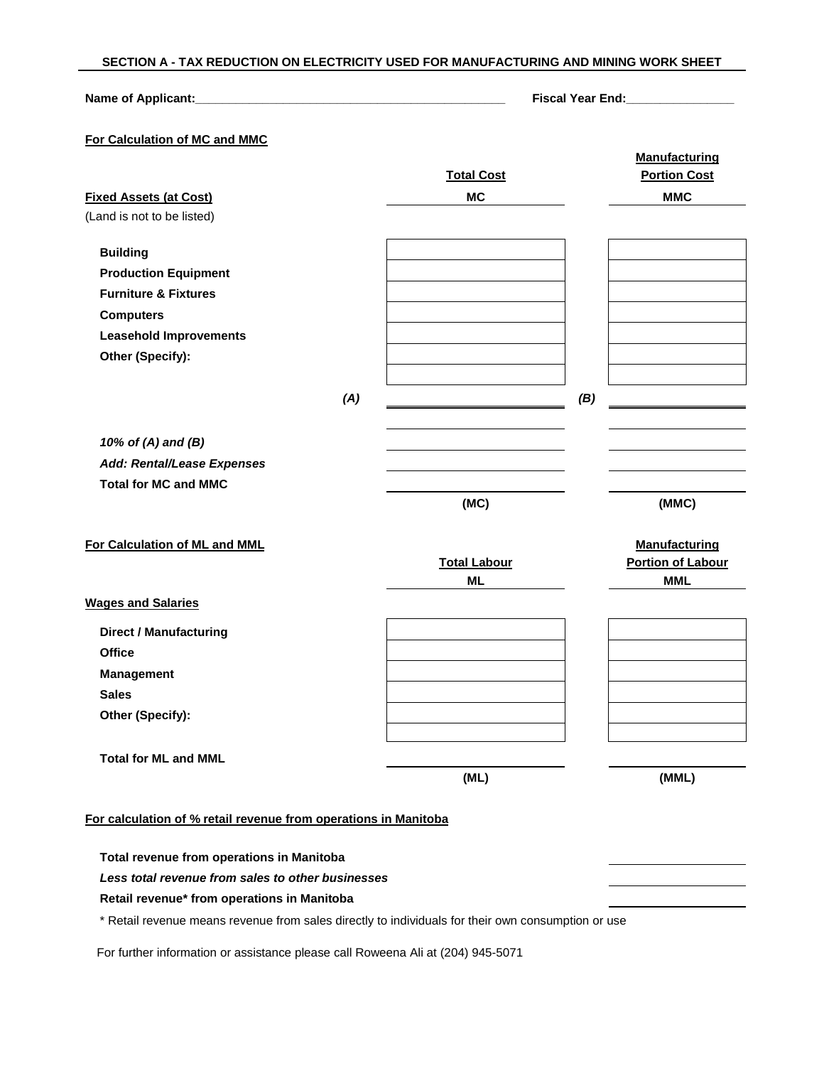## SECTION A - TAX REDUCTION ON ELECTRICITY USED FOR MANUFACTURING AND MINING WORK SHEET

**Name of Applicant:**_______________________________________________ **Fiscal Year End:**________________

**For Calculation of MC and MMC**

| **Fixed Assets (at Cost)** (Land is not to be listed) | **Total Cost** MC | **Manufacturing Portion Cost** MMC |
|---|---|---|
| **Building** | | |
| **Production Equipment** | | |
| **Furniture & Fixtures** | | |
| **Computers** | | |
| **Leasehold Improvements** | | |
| **Other (Specify):** | | |
| | | |
| | *(A)* | *(B)* |
| | | |
| ***10% of (A) and (B)*** | | |
| ***Add: Rental/Lease Expenses*** | | |
| **Total for MC and MMC** | | |
| | **(MC)** | **(MMC)** |

**For Calculation of ML and MML**

| **Wages and Salaries** | **Total Labour** ML | **Manufacturing Portion of Labour** MML |
|---|---|---|
| **Direct / Manufacturing** | | |
| **Office** | | |
| **Management** | | |
| **Sales** | | |
| **Other (Specify):** | | |
| | | |
| **Total for ML and MML** | | |
| | **(ML)** | **(MML)** |

**For calculation of % retail revenue from operations in Manitoba**

| | |
|---|---|
| **Total revenue from operations in Manitoba** | |
| ***Less total revenue from sales to other businesses*** | |
| **Retail revenue\* from operations in Manitoba** | |

\* Retail revenue means revenue from sales directly to individuals for their own consumption or use

For further information or assistance please call Roweena Ali at (204) 945-5071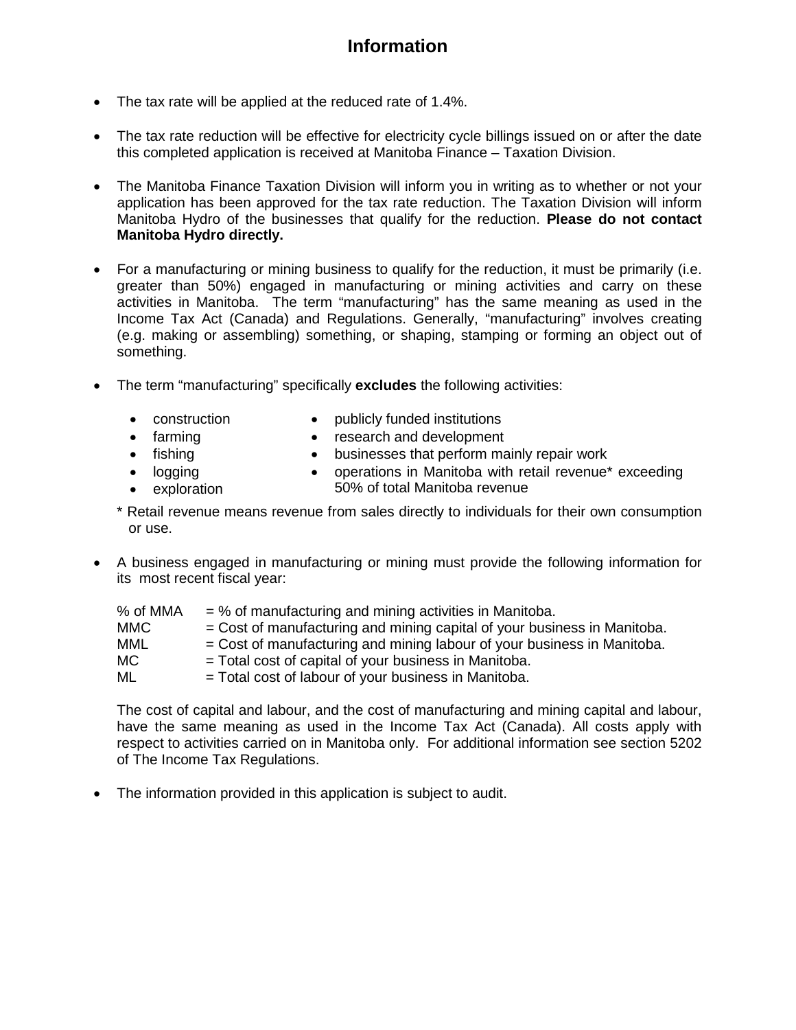# Information

- The tax rate will be applied at the reduced rate of 1.4%.

- The tax rate reduction will be effective for electricity cycle billings issued on or after the date this completed application is received at Manitoba Finance – Taxation Division.

- The Manitoba Finance Taxation Division will inform you in writing as to whether or not your application has been approved for the tax rate reduction. The Taxation Division will inform Manitoba Hydro of the businesses that qualify for the reduction. **Please do not contact Manitoba Hydro directly.**

- For a manufacturing or mining business to qualify for the reduction, it must be primarily (i.e. greater than 50%) engaged in manufacturing or mining activities and carry on these activities in Manitoba. The term "manufacturing" has the same meaning as used in the Income Tax Act (Canada) and Regulations. Generally, "manufacturing" involves creating (e.g. making or assembling) something, or shaping, stamping or forming an object out of something.

- The term "manufacturing" specifically **excludes** the following activities:

  - construction
  - farming
  - fishing
  - logging
  - exploration
  - publicly funded institutions
  - research and development
  - businesses that perform mainly repair work
  - operations in Manitoba with retail revenue* exceeding 50% of total Manitoba revenue

  \* Retail revenue means revenue from sales directly to individuals for their own consumption or use.

- A business engaged in manufacturing or mining must provide the following information for its most recent fiscal year:

  % of MMA = % of manufacturing and mining activities in Manitoba.
  MMC = Cost of manufacturing and mining capital of your business in Manitoba.
  MML = Cost of manufacturing and mining labour of your business in Manitoba.
  MC = Total cost of capital of your business in Manitoba.
  ML = Total cost of labour of your business in Manitoba.

  The cost of capital and labour, and the cost of manufacturing and mining capital and labour, have the same meaning as used in the Income Tax Act (Canada). All costs apply with respect to activities carried on in Manitoba only. For additional information see section 5202 of The Income Tax Regulations.

- The information provided in this application is subject to audit.